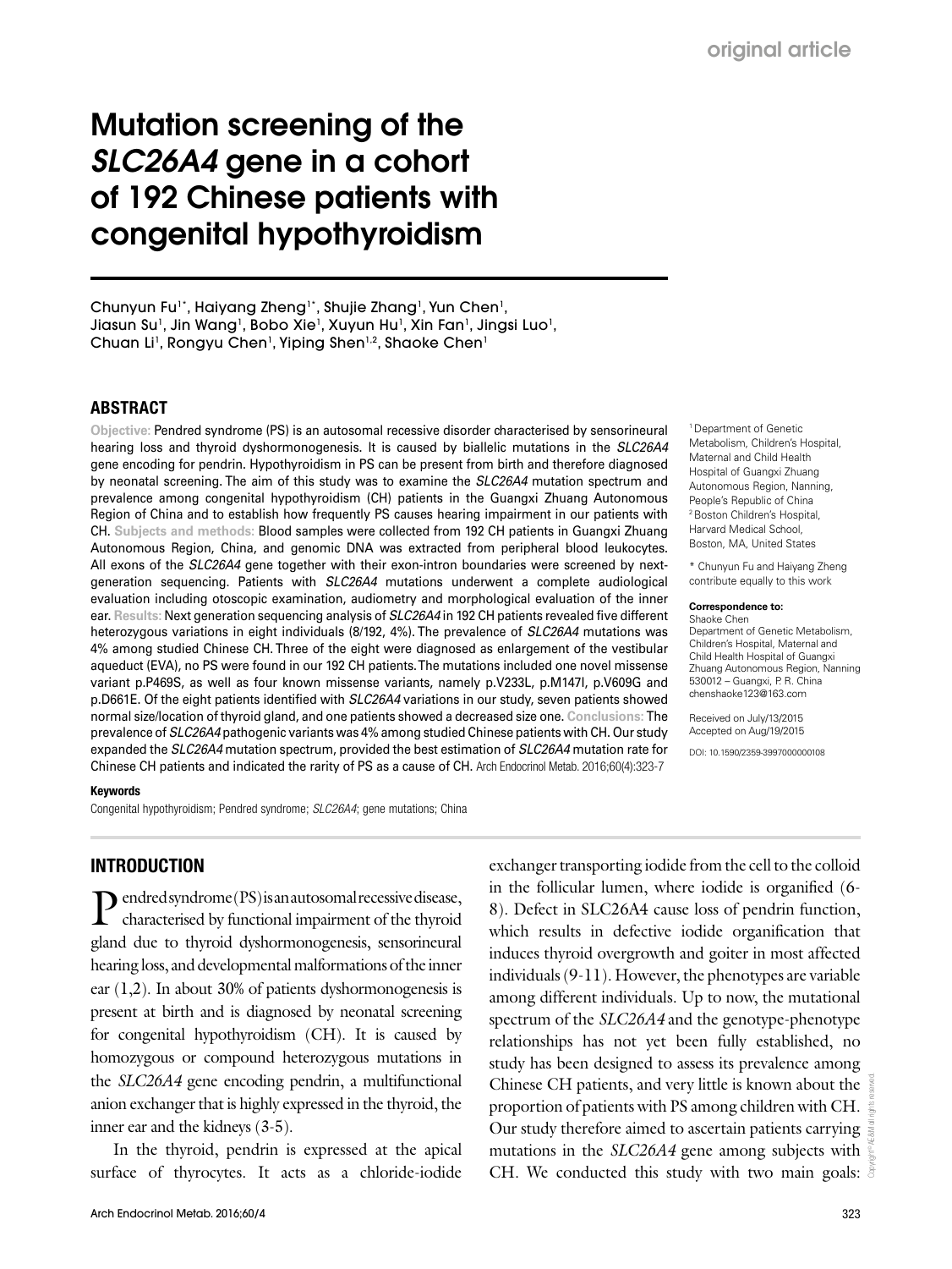original article

# Mutation screening of the *SLC26A4* gene in a cohort of 192 Chinese patients with congenital hypothyroidism

Chunyun Fu[1*], Haiyang Zheng[1*], Shujie Zhang[1], Yun Chen[1], Jiasun Su[1], Jin Wang[1], Bobo Xie[1], Xuyun Hu[1], Xin Fan[1], Jingsi Luo[1], Chuan Li[1], Rongyu Chen[1], Yiping Shen[1,2], Shaoke Chen[1]

## ABSTRACT

**Objective:** Pendred syndrome (PS) is an autosomal recessive disorder characterised by sensorineural hearing loss and thyroid dyshormonogenesis. It is caused by biallelic mutations in the *SLC26A4* gene encoding for pendrin. Hypothyroidism in PS can be present from birth and therefore diagnosed by neonatal screening. The aim of this study was to examine the *SLC26A4* mutation spectrum and prevalence among congenital hypothyroidism (CH) patients in the Guangxi Zhuang Autonomous Region of China and to establish how frequently PS causes hearing impairment in our patients with CH. **Subjects and methods:** Blood samples were collected from 192 CH patients in Guangxi Zhuang Autonomous Region, China, and genomic DNA was extracted from peripheral blood leukocytes. All exons of the *SLC26A4* gene together with their exon-intron boundaries were screened by next-generation sequencing. Patients with *SLC26A4* mutations underwent a complete audiological evaluation including otoscopic examination, audiometry and morphological evaluation of the inner ear. **Results:** Next generation sequencing analysis of *SLC26A4* in 192 CH patients revealed five different heterozygous variations in eight individuals (8/192, 4%). The prevalence of *SLC26A4* mutations was 4% among studied Chinese CH. Three of the eight were diagnosed as enlargement of the vestibular aqueduct (EVA), no PS were found in our 192 CH patients. The mutations included one novel missense variant p.P469S, as well as four known missense variants, namely p.V233L, p.M147I, p.V609G and p.D661E. Of the eight patients identified with *SLC26A4* variations in our study, seven patients showed normal size/location of thyroid gland, and one patients showed a decreased size one. **Conclusions:** The prevalence of *SLC26A4* pathogenic variants was 4% among studied Chinese patients with CH. Our study expanded the *SLC26A4* mutation spectrum, provided the best estimation of *SLC26A4* mutation rate for Chinese CH patients and indicated the rarity of PS as a cause of CH. Arch Endocrinol Metab. 2016;60(4):323-7

**Keywords**

Congenital hypothyroidism; Pendred syndrome; *SLC26A4*; gene mutations; China

[1] Department of Genetic Metabolism, Children's Hospital, Maternal and Child Health Hospital of Guangxi Zhuang Autonomous Region, Nanning, People's Republic of China
[2] Boston Children's Hospital, Harvard Medical School, Boston, MA, United States

\* Chunyun Fu and Haiyang Zheng contribute equally to this work

**Correspondence to:**
Shaoke Chen
Department of Genetic Metabolism, Children's Hospital, Maternal and Child Health Hospital of Guangxi Zhuang Autonomous Region, Nanning 530012 – Guangxi, P. R. China
chenshaoke123@163.com

Received on July/13/2015
Accepted on Aug/19/2015

DOI: 10.1590/2359-3997000000108

## INTRODUCTION

Pendred syndrome (PS) is an autosomal recessive disease, characterised by functional impairment of the thyroid gland due to thyroid dyshormonogenesis, sensorineural hearing loss, and developmental malformations of the inner ear (1,2). In about 30% of patients dyshormonogenesis is present at birth and is diagnosed by neonatal screening for congenital hypothyroidism (CH). It is caused by homozygous or compound heterozygous mutations in the *SLC26A4* gene encoding pendrin, a multifunctional anion exchanger that is highly expressed in the thyroid, the inner ear and the kidneys (3-5).

In the thyroid, pendrin is expressed at the apical surface of thyrocytes. It acts as a chloride-iodide exchanger transporting iodide from the cell to the colloid in the follicular lumen, where iodide is organified (6-8). Defect in SLC26A4 cause loss of pendrin function, which results in defective iodide organification that induces thyroid overgrowth and goiter in most affected individuals (9-11). However, the phenotypes are variable among different individuals. Up to now, the mutational spectrum of the *SLC26A4* and the genotype-phenotype relationships has not yet been fully established, no study has been designed to assess its prevalence among Chinese CH patients, and very little is known about the proportion of patients with PS among children with CH. Our study therefore aimed to ascertain patients carrying mutations in the *SLC26A4* gene among subjects with CH. We conducted this study with two main goals: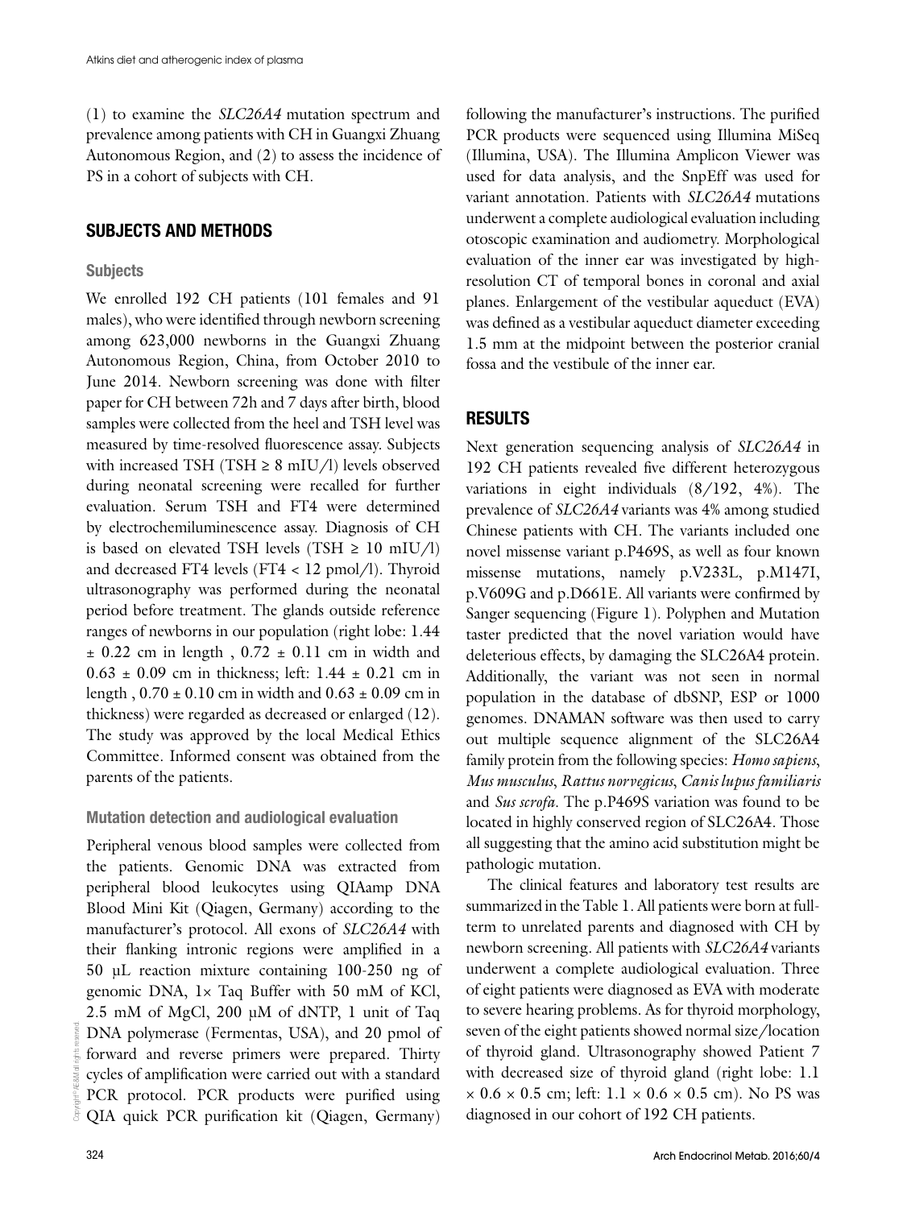(1) to examine the *SLC26A4* mutation spectrum and prevalence among patients with CH in Guangxi Zhuang Autonomous Region, and (2) to assess the incidence of PS in a cohort of subjects with CH.

## SUBJECTS AND METHODS

### Subjects

We enrolled 192 CH patients (101 females and 91 males), who were identified through newborn screening among 623,000 newborns in the Guangxi Zhuang Autonomous Region, China, from October 2010 to June 2014. Newborn screening was done with filter paper for CH between 72h and 7 days after birth, blood samples were collected from the heel and TSH level was measured by time-resolved fluorescence assay. Subjects with increased TSH (TSH ≥ 8 mIU/l) levels observed during neonatal screening were recalled for further evaluation. Serum TSH and FT4 were determined by electrochemiluminescence assay. Diagnosis of CH is based on elevated TSH levels (TSH ≥ 10 mIU/l) and decreased FT4 levels (FT4 < 12 pmol/l). Thyroid ultrasonography was performed during the neonatal period before treatment. The glands outside reference ranges of newborns in our population (right lobe: 1.44 ± 0.22 cm in length , 0.72 ± 0.11 cm in width and 0.63 ± 0.09 cm in thickness; left: 1.44 ± 0.21 cm in length , 0.70 ± 0.10 cm in width and 0.63 ± 0.09 cm in thickness) were regarded as decreased or enlarged (12). The study was approved by the local Medical Ethics Committee. Informed consent was obtained from the parents of the patients.

### Mutation detection and audiological evaluation

Peripheral venous blood samples were collected from the patients. Genomic DNA was extracted from peripheral blood leukocytes using QIAamp DNA Blood Mini Kit (Qiagen, Germany) according to the manufacturer's protocol. All exons of *SLC26A4* with their flanking intronic regions were amplified in a 50 μL reaction mixture containing 100-250 ng of genomic DNA, 1× Taq Buffer with 50 mM of KCl, 2.5 mM of MgCl, 200 μM of dNTP, 1 unit of Taq DNA polymerase (Fermentas, USA), and 20 pmol of forward and reverse primers were prepared. Thirty cycles of amplification were carried out with a standard PCR protocol. PCR products were purified using QIA quick PCR purification kit (Qiagen, Germany) following the manufacturer's instructions. The purified PCR products were sequenced using Illumina MiSeq (Illumina, USA). The Illumina Amplicon Viewer was used for data analysis, and the SnpEff was used for variant annotation. Patients with *SLC26A4* mutations underwent a complete audiological evaluation including otoscopic examination and audiometry. Morphological evaluation of the inner ear was investigated by high-resolution CT of temporal bones in coronal and axial planes. Enlargement of the vestibular aqueduct (EVA) was defined as a vestibular aqueduct diameter exceeding 1.5 mm at the midpoint between the posterior cranial fossa and the vestibule of the inner ear.

## RESULTS

Next generation sequencing analysis of *SLC26A4* in 192 CH patients revealed five different heterozygous variations in eight individuals (8/192, 4%). The prevalence of *SLC26A4* variants was 4% among studied Chinese patients with CH. The variants included one novel missense variant p.P469S, as well as four known missense mutations, namely p.V233L, p.M147I, p.V609G and p.D661E. All variants were confirmed by Sanger sequencing (Figure 1). Polyphen and Mutation taster predicted that the novel variation would have deleterious effects, by damaging the SLC26A4 protein. Additionally, the variant was not seen in normal population in the database of dbSNP, ESP or 1000 genomes. DNAMAN software was then used to carry out multiple sequence alignment of the SLC26A4 family protein from the following species: *Homo sapiens*, *Mus musculus*, *Rattus norvegicus*, *Canis lupus familiaris* and *Sus scrofa*. The p.P469S variation was found to be located in highly conserved region of SLC26A4. Those all suggesting that the amino acid substitution might be pathologic mutation.

The clinical features and laboratory test results are summarized in the Table 1. All patients were born at full-term to unrelated parents and diagnosed with CH by newborn screening. All patients with *SLC26A4* variants underwent a complete audiological evaluation. Three of eight patients were diagnosed as EVA with moderate to severe hearing problems. As for thyroid morphology, seven of the eight patients showed normal size/location of thyroid gland. Ultrasonography showed Patient 7 with decreased size of thyroid gland (right lobe: 1.1 × 0.6 × 0.5 cm; left: 1.1 × 0.6 × 0.5 cm). No PS was diagnosed in our cohort of 192 CH patients.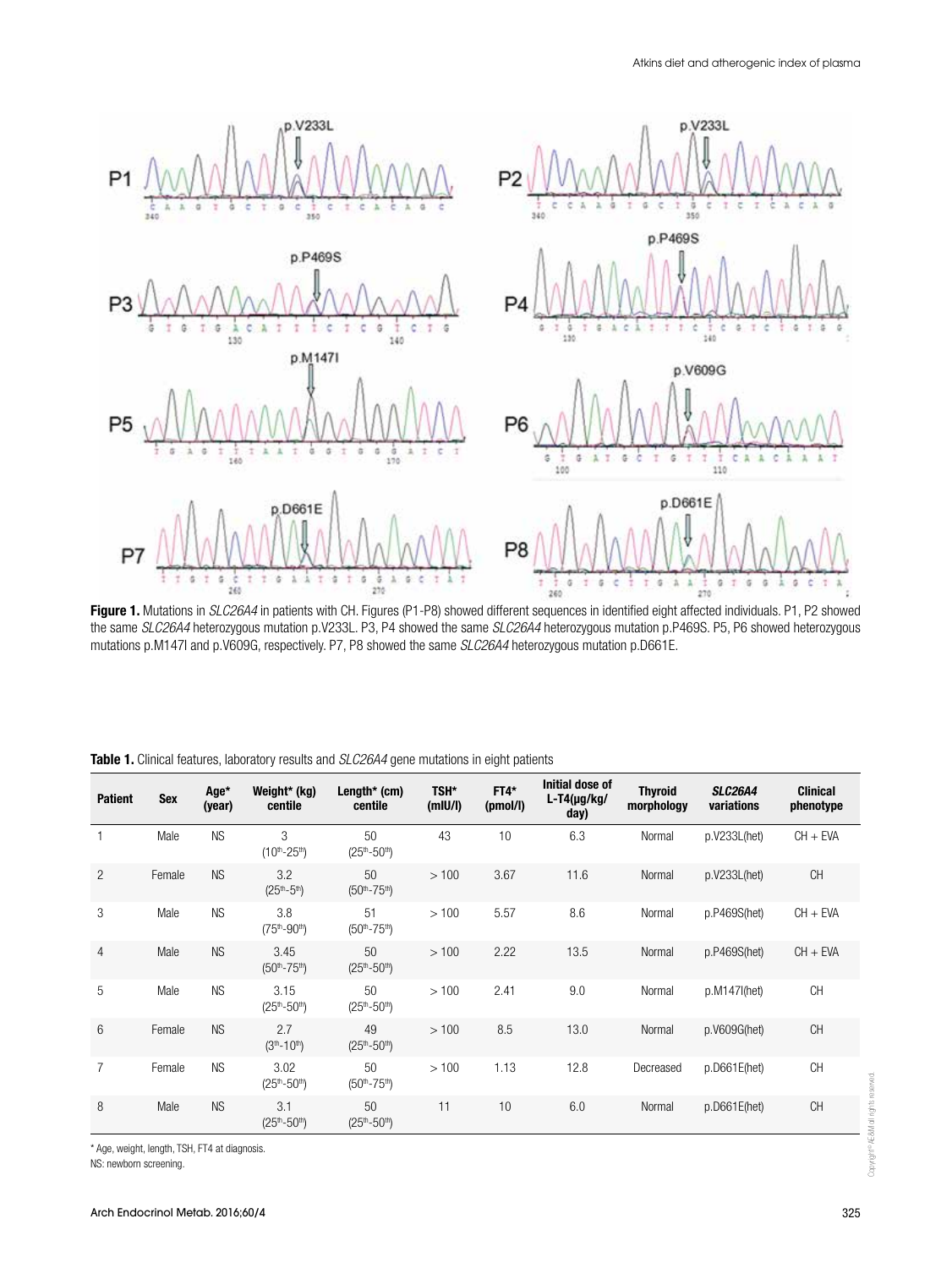**Figure 1.** Mutations in *SLC26A4* in patients with CH. Figures (P1-P8) showed different sequences in identified eight affected individuals. P1, P2 showed the same *SLC26A4* heterozygous mutation p.V233L. P3, P4 showed the same *SLC26A4* heterozygous mutation p.P469S. P5, P6 showed heterozygous mutations p.M147I and p.V609G, respectively. P7, P8 showed the same *SLC26A4* heterozygous mutation p.D661E.

**Table 1.** Clinical features, laboratory results and *SLC26A4* gene mutations in eight patients

| Patient | Sex | Age* (year) | Weight* (kg) centile | Length* (cm) centile | TSH* (mIU/l) | FT4* (pmol/l) | Initial dose of L-T4(μg/kg/day) | Thyroid morphology | *SLC26A4* variations | Clinical phenotype |
|---|---|---|---|---|---|---|---|---|---|---|
| 1 | Male | NS | 3 (10th-25th) | 50 (25th-50th) | 43 | 10 | 6.3 | Normal | p.V233L(het) | CH + EVA |
| 2 | Female | NS | 3.2 (25th-5th) | 50 (50th-75th) | > 100 | 3.67 | 11.6 | Normal | p.V233L(het) | CH |
| 3 | Male | NS | 3.8 (75th-90th) | 51 (50th-75th) | > 100 | 5.57 | 8.6 | Normal | p.P469S(het) | CH + EVA |
| 4 | Male | NS | 3.45 (50th-75th) | 50 (25th-50th) | > 100 | 2.22 | 13.5 | Normal | p.P469S(het) | CH + EVA |
| 5 | Male | NS | 3.15 (25th-50th) | 50 (25th-50th) | > 100 | 2.41 | 9.0 | Normal | p.M147I(het) | CH |
| 6 | Female | NS | 2.7 (3th-10th) | 49 (25th-50th) | > 100 | 8.5 | 13.0 | Normal | p.V609G(het) | CH |
| 7 | Female | NS | 3.02 (25th-50th) | 50 (50th-75th) | > 100 | 1.13 | 12.8 | Decreased | p.D661E(het) | CH |
| 8 | Male | NS | 3.1 (25th-50th) | 50 (25th-50th) | 11 | 10 | 6.0 | Normal | p.D661E(het) | CH |

\* Age, weight, length, TSH, FT4 at diagnosis.
NS: newborn screening.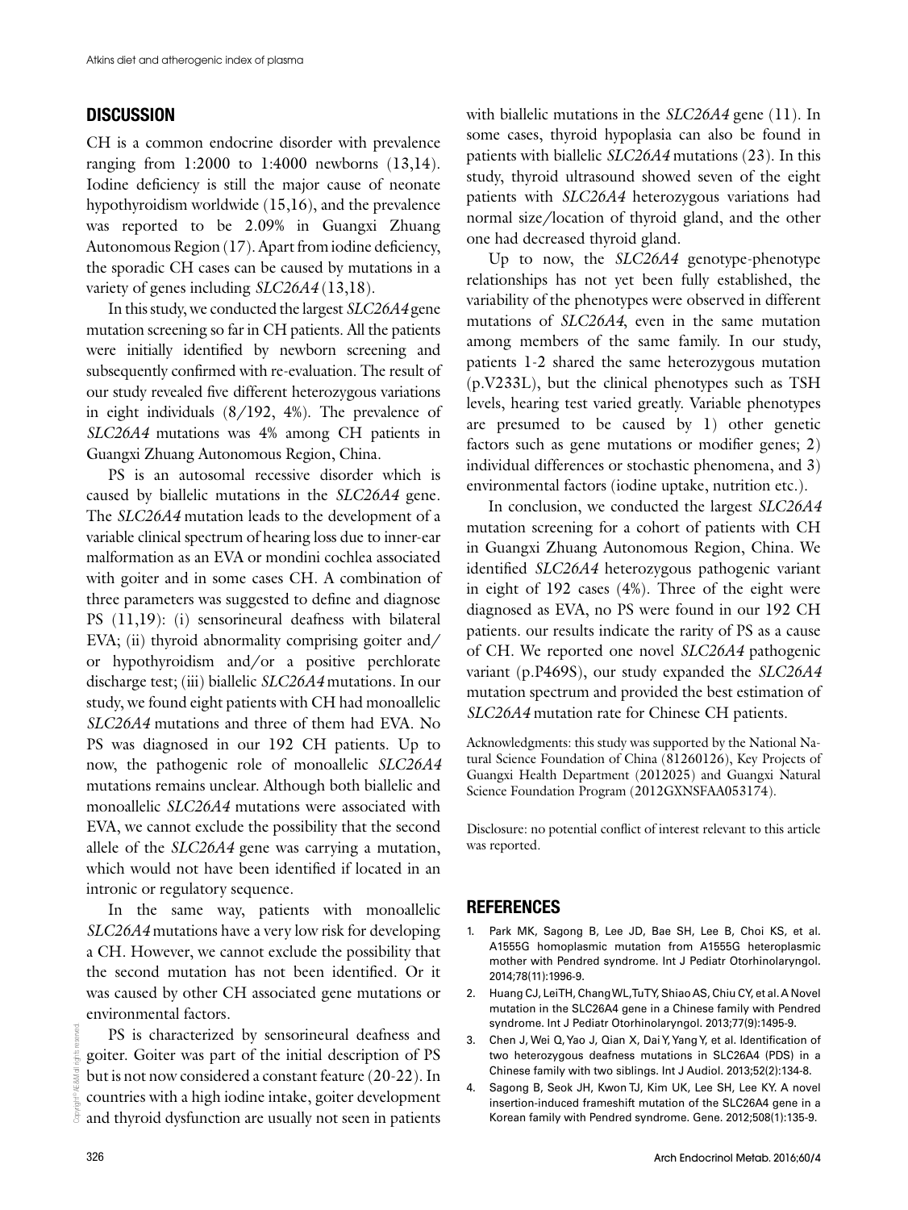## DISCUSSION

CH is a common endocrine disorder with prevalence ranging from 1:2000 to 1:4000 newborns (13,14). Iodine deficiency is still the major cause of neonate hypothyroidism worldwide (15,16), and the prevalence was reported to be 2.09% in Guangxi Zhuang Autonomous Region (17). Apart from iodine deficiency, the sporadic CH cases can be caused by mutations in a variety of genes including *SLC26A4* (13,18).

In this study, we conducted the largest *SLC26A4* gene mutation screening so far in CH patients. All the patients were initially identified by newborn screening and subsequently confirmed with re-evaluation. The result of our study revealed five different heterozygous variations in eight individuals (8/192, 4%). The prevalence of *SLC26A4* mutations was 4% among CH patients in Guangxi Zhuang Autonomous Region, China.

PS is an autosomal recessive disorder which is caused by biallelic mutations in the *SLC26A4* gene. The *SLC26A4* mutation leads to the development of a variable clinical spectrum of hearing loss due to inner-ear malformation as an EVA or mondini cochlea associated with goiter and in some cases CH. A combination of three parameters was suggested to define and diagnose PS (11,19): (i) sensorineural deafness with bilateral EVA; (ii) thyroid abnormality comprising goiter and/or hypothyroidism and/or a positive perchlorate discharge test; (iii) biallelic *SLC26A4* mutations. In our study, we found eight patients with CH had monoallelic *SLC26A4* mutations and three of them had EVA. No PS was diagnosed in our 192 CH patients. Up to now, the pathogenic role of monoallelic *SLC26A4* mutations remains unclear. Although both biallelic and monoallelic *SLC26A4* mutations were associated with EVA, we cannot exclude the possibility that the second allele of the *SLC26A4* gene was carrying a mutation, which would not have been identified if located in an intronic or regulatory sequence.

In the same way, patients with monoallelic *SLC26A4* mutations have a very low risk for developing a CH. However, we cannot exclude the possibility that the second mutation has not been identified. Or it was caused by other CH associated gene mutations or environmental factors.

PS is characterized by sensorineural deafness and goiter. Goiter was part of the initial description of PS but is not now considered a constant feature (20-22). In countries with a high iodine intake, goiter development and thyroid dysfunction are usually not seen in patients with biallelic mutations in the *SLC26A4* gene (11). In some cases, thyroid hypoplasia can also be found in patients with biallelic *SLC26A4* mutations (23). In this study, thyroid ultrasound showed seven of the eight patients with *SLC26A4* heterozygous variations had normal size/location of thyroid gland, and the other one had decreased thyroid gland.

Up to now, the *SLC26A4* genotype-phenotype relationships has not yet been fully established, the variability of the phenotypes were observed in different mutations of *SLC26A4*, even in the same mutation among members of the same family. In our study, patients 1-2 shared the same heterozygous mutation (p.V233L), but the clinical phenotypes such as TSH levels, hearing test varied greatly. Variable phenotypes are presumed to be caused by 1) other genetic factors such as gene mutations or modifier genes; 2) individual differences or stochastic phenomena, and 3) environmental factors (iodine uptake, nutrition etc.).

In conclusion, we conducted the largest *SLC26A4* mutation screening for a cohort of patients with CH in Guangxi Zhuang Autonomous Region, China. We identified *SLC26A4* heterozygous pathogenic variant in eight of 192 cases (4%). Three of the eight were diagnosed as EVA, no PS were found in our 192 CH patients. our results indicate the rarity of PS as a cause of CH. We reported one novel *SLC26A4* pathogenic variant (p.P469S), our study expanded the *SLC26A4* mutation spectrum and provided the best estimation of *SLC26A4* mutation rate for Chinese CH patients.

Acknowledgments: this study was supported by the National Natural Science Foundation of China (81260126), Key Projects of Guangxi Health Department (2012025) and Guangxi Natural Science Foundation Program (2012GXNSFAA053174).

Disclosure: no potential conflict of interest relevant to this article was reported.

## REFERENCES

1. Park MK, Sagong B, Lee JD, Bae SH, Lee B, Choi KS, et al. A1555G homoplasmic mutation from A1555G heteroplasmic mother with Pendred syndrome. Int J Pediatr Otorhinolaryngol. 2014;78(11):1996-9.
2. Huang CJ, Lei TH, Chang WL, Tu TY, Shiao AS, Chiu CY, et al. A Novel mutation in the SLC26A4 gene in a Chinese family with Pendred syndrome. Int J Pediatr Otorhinolaryngol. 2013;77(9):1495-9.
3. Chen J, Wei Q, Yao J, Qian X, Dai Y, Yang Y, et al. Identification of two heterozygous deafness mutations in SLC26A4 (PDS) in a Chinese family with two siblings. Int J Audiol. 2013;52(2):134-8.
4. Sagong B, Seok JH, Kwon TJ, Kim UK, Lee SH, Lee KY. A novel insertion-induced frameshift mutation of the SLC26A4 gene in a Korean family with Pendred syndrome. Gene. 2012;508(1):135-9.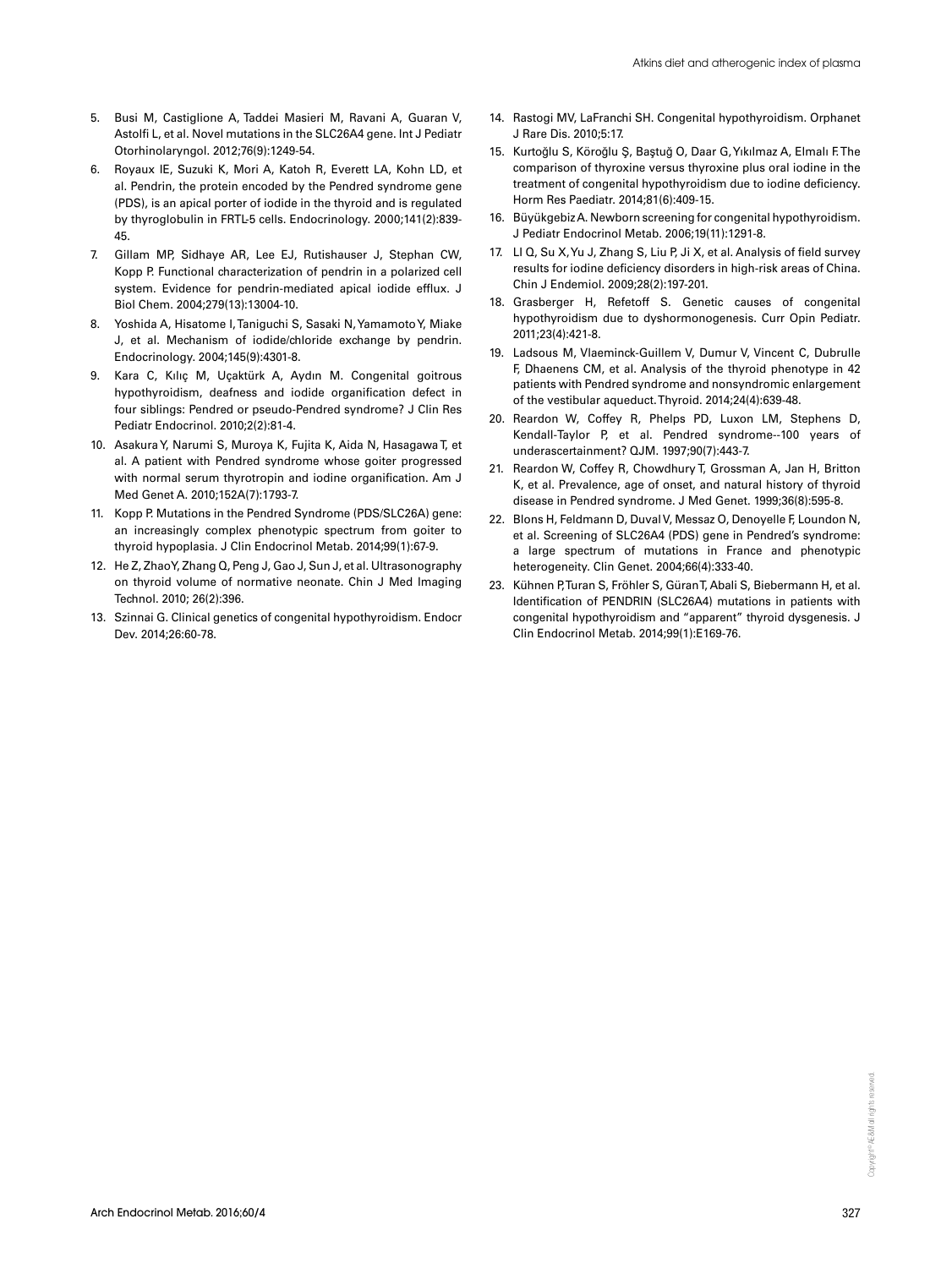5. Busi M, Castiglione A, Taddei Masieri M, Ravani A, Guaran V, Astolfi L, et al. Novel mutations in the SLC26A4 gene. Int J Pediatr Otorhinolaryngol. 2012;76(9):1249-54.
6. Royaux IE, Suzuki K, Mori A, Katoh R, Everett LA, Kohn LD, et al. Pendrin, the protein encoded by the Pendred syndrome gene (PDS), is an apical porter of iodide in the thyroid and is regulated by thyroglobulin in FRTL-5 cells. Endocrinology. 2000;141(2):839-45.
7. Gillam MP, Sidhaye AR, Lee EJ, Rutishauser J, Stephan CW, Kopp P. Functional characterization of pendrin in a polarized cell system. Evidence for pendrin-mediated apical iodide efflux. J Biol Chem. 2004;279(13):13004-10.
8. Yoshida A, Hisatome I, Taniguchi S, Sasaki N, Yamamoto Y, Miake J, et al. Mechanism of iodide/chloride exchange by pendrin. Endocrinology. 2004;145(9):4301-8.
9. Kara C, Kılıç M, Uçaktürk A, Aydın M. Congenital goitrous hypothyroidism, deafness and iodide organification defect in four siblings: Pendred or pseudo-Pendred syndrome? J Clin Res Pediatr Endocrinol. 2010;2(2):81-4.
10. Asakura Y, Narumi S, Muroya K, Fujita K, Aida N, Hasagawa T, et al. A patient with Pendred syndrome whose goiter progressed with normal serum thyrotropin and iodine organification. Am J Med Genet A. 2010;152A(7):1793-7.
11. Kopp P. Mutations in the Pendred Syndrome (PDS/SLC26A) gene: an increasingly complex phenotypic spectrum from goiter to thyroid hypoplasia. J Clin Endocrinol Metab. 2014;99(1):67-9.
12. He Z, Zhao Y, Zhang Q, Peng J, Gao J, Sun J, et al. Ultrasonography on thyroid volume of normative neonate. Chin J Med Imaging Technol. 2010; 26(2):396.
13. Szinnai G. Clinical genetics of congenital hypothyroidism. Endocr Dev. 2014;26:60-78.
14. Rastogi MV, LaFranchi SH. Congenital hypothyroidism. Orphanet J Rare Dis. 2010;5:17.
15. Kurtoğlu S, Köroğlu Ş, Baştuğ O, Daar G, Yıkılmaz A, Elmalı F. The comparison of thyroxine versus thyroxine plus oral iodine in the treatment of congenital hypothyroidism due to iodine deficiency. Horm Res Paediatr. 2014;81(6):409-15.
16. Büyükgebiz A. Newborn screening for congenital hypothyroidism. J Pediatr Endocrinol Metab. 2006;19(11):1291-8.
17. LI Q, Su X, Yu J, Zhang S, Liu P, Ji X, et al. Analysis of field survey results for iodine deficiency disorders in high-risk areas of China. Chin J Endemiol. 2009;28(2):197-201.
18. Grasberger H, Refetoff S. Genetic causes of congenital hypothyroidism due to dyshormonogenesis. Curr Opin Pediatr. 2011;23(4):421-8.
19. Ladsous M, Vlaeminck-Guillem V, Dumur V, Vincent C, Dubrulle F, Dhaenens CM, et al. Analysis of the thyroid phenotype in 42 patients with Pendred syndrome and nonsyndromic enlargement of the vestibular aqueduct. Thyroid. 2014;24(4):639-48.
20. Reardon W, Coffey R, Phelps PD, Luxon LM, Stephens D, Kendall-Taylor P, et al. Pendred syndrome--100 years of underascertainment? QJM. 1997;90(7):443-7.
21. Reardon W, Coffey R, Chowdhury T, Grossman A, Jan H, Britton K, et al. Prevalence, age of onset, and natural history of thyroid disease in Pendred syndrome. J Med Genet. 1999;36(8):595-8.
22. Blons H, Feldmann D, Duval V, Messaz O, Denoyelle F, Loundon N, et al. Screening of SLC26A4 (PDS) gene in Pendred's syndrome: a large spectrum of mutations in France and phenotypic heterogeneity. Clin Genet. 2004;66(4):333-40.
23. Kühnen P, Turan S, Fröhler S, Güran T, Abali S, Biebermann H, et al. Identification of PENDRIN (SLC26A4) mutations in patients with congenital hypothyroidism and "apparent" thyroid dysgenesis. J Clin Endocrinol Metab. 2014;99(1):E169-76.